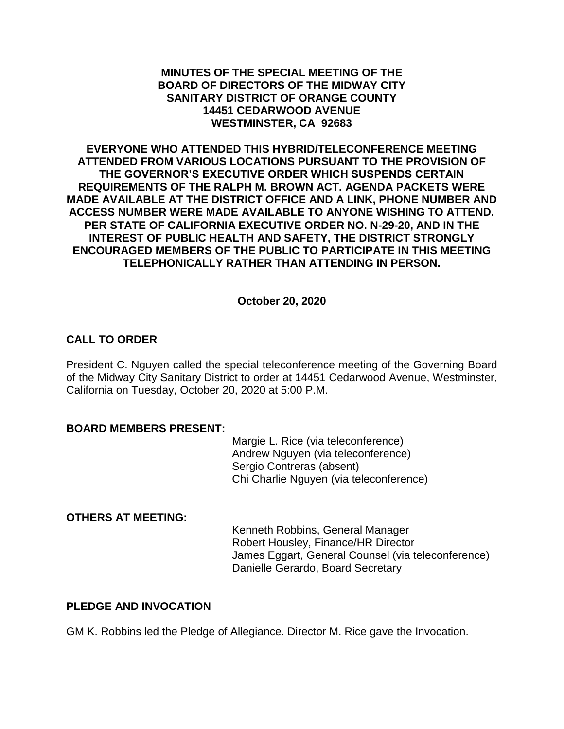**MINUTES OF THE SPECIAL MEETING OF THE BOARD OF DIRECTORS OF THE MIDWAY CITY SANITARY DISTRICT OF ORANGE COUNTY 14451 CEDARWOOD AVENUE WESTMINSTER, CA 92683**

**EVERYONE WHO ATTENDED THIS HYBRID/TELECONFERENCE MEETING ATTENDED FROM VARIOUS LOCATIONS PURSUANT TO THE PROVISION OF THE GOVERNOR'S EXECUTIVE ORDER WHICH SUSPENDS CERTAIN REQUIREMENTS OF THE RALPH M. BROWN ACT. AGENDA PACKETS WERE MADE AVAILABLE AT THE DISTRICT OFFICE AND A LINK, PHONE NUMBER AND ACCESS NUMBER WERE MADE AVAILABLE TO ANYONE WISHING TO ATTEND. PER STATE OF CALIFORNIA EXECUTIVE ORDER NO. N-29-20, AND IN THE INTEREST OF PUBLIC HEALTH AND SAFETY, THE DISTRICT STRONGLY ENCOURAGED MEMBERS OF THE PUBLIC TO PARTICIPATE IN THIS MEETING TELEPHONICALLY RATHER THAN ATTENDING IN PERSON.**

**October 20, 2020**

## CALL TO ORDER

President C. Nguyen called the special teleconference meeting of the Governing Board of the Midway City Sanitary District to order at 14451 Cedarwood Avenue, Westminster, California on Tuesday, October 20, 2020 at 5:00 P.M.

## BOARD MEMBERS PRESENT:

Margie L. Rice (via teleconference)
Andrew Nguyen (via teleconference)
Sergio Contreras (absent)
Chi Charlie Nguyen (via teleconference)

## OTHERS AT MEETING:

Kenneth Robbins, General Manager
Robert Housley, Finance/HR Director
James Eggart, General Counsel (via teleconference)
Danielle Gerardo, Board Secretary

## PLEDGE AND INVOCATION

GM K. Robbins led the Pledge of Allegiance. Director M. Rice gave the Invocation.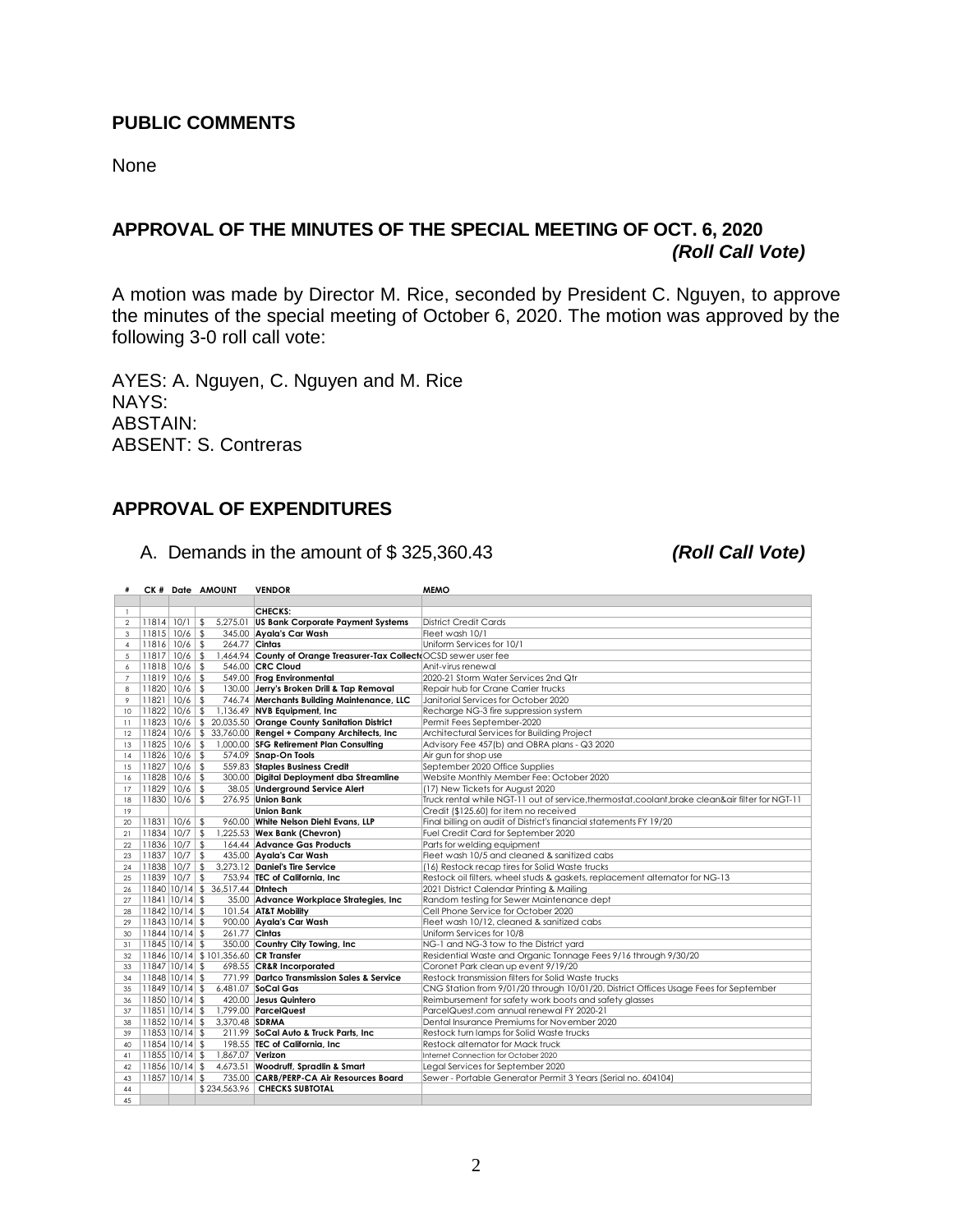## PUBLIC COMMENTS

None

## APPROVAL OF THE MINUTES OF THE SPECIAL MEETING OF OCT. 6, 2020

***(Roll Call Vote)***

A motion was made by Director M. Rice, seconded by President C. Nguyen, to approve the minutes of the special meeting of October 6, 2020. The motion was approved by the following 3-0 roll call vote:

AYES: A. Nguyen, C. Nguyen and M. Rice
NAYS:
ABSTAIN:
ABSENT: S. Contreras

## APPROVAL OF EXPENDITURES

A. Demands in the amount of $ 325,360.43 ***(Roll Call Vote)***

| # | CK # | Date | AMOUNT | VENDOR | MEMO |
|---|---|---|---|---|---|
| 1 | | | | **CHECKS:** | |
| 2 | 11814 | 10/1 | $ 5,275.01 | **US Bank Corporate Payment Systems** | District Credit Cards |
| 3 | 11815 | 10/6 | $ 345.00 | **Ayala's Car Wash** | Fleet wash 10/1 |
| 4 | 11816 | 10/6 | $ 264.77 | **Cintas** | Uniform Services for 10/1 |
| 5 | 11817 | 10/6 | $ 1,464.94 | **County of Orange Treasurer-Tax Collect** | OCSD sewer user fee |
| 6 | 11818 | 10/6 | $ 546.00 | **CRC Cloud** | Anit-virus renewal |
| 7 | 11819 | 10/6 | $ 549.00 | **Frog Environmental** | 2020-21 Storm Water Services 2nd Qtr |
| 8 | 11820 | 10/6 | $ 130.00 | **Jerry's Broken Drill & Tap Removal** | Repair hub for Crane Carrier trucks |
| 9 | 11821 | 10/6 | $ 746.74 | **Merchants Building Maintenance, LLC** | Janitorial Services for October 2020 |
| 10 | 11822 | 10/6 | $ 1,136.49 | **NVB Equipment, Inc** | Recharge NG-3 fire suppression system |
| 11 | 11823 | 10/6 | $ 20,035.50 | **Orange County Sanitation District** | Permit Fees September-2020 |
| 12 | 11824 | 10/6 | $ 33,760.00 | **Rengel + Company Architects, Inc** | Architectural Services for Building Project |
| 13 | 11825 | 10/6 | $ 1,000.00 | **SFG Retirement Plan Consulting** | Advisory Fee 457(b) and OBRA plans - Q3 2020 |
| 14 | 11826 | 10/6 | $ 574.09 | **Snap-On Tools** | Air gun for shop use |
| 15 | 11827 | 10/6 | $ 559.83 | **Staples Business Credit** | September 2020 Office Supplies |
| 16 | 11828 | 10/6 | $ 300.00 | **Digital Deployment dba Streamline** | Website Monthly Member Fee: October 2020 |
| 17 | 11829 | 10/6 | $ 38.05 | **Underground Service Alert** | (17) New Tickets for August 2020 |
| 18 | 11830 | 10/6 | $ 276.95 | **Union Bank** | Truck rental while NGT-11 out of service,thermostat,coolant,brake clean&air filter for NGT-11 |
| 19 | | | | **Union Bank** | Credit ($125.60) for item no received |
| 20 | 11831 | 10/6 | $ 960.00 | **White Nelson Diehl Evans, LLP** | Final billing on audit of District's financial statements FY 19/20 |
| 21 | 11834 | 10/7 | $ 1,225.53 | **Wex Bank (Chevron)** | Fuel Credit Card for September 2020 |
| 22 | 11836 | 10/7 | $ 164.44 | **Advance Gas Products** | Parts for welding equipment |
| 23 | 11837 | 10/7 | $ 435.00 | **Ayala's Car Wash** | Fleet wash 10/5 and cleaned & sanitized cabs |
| 24 | 11838 | 10/7 | $ 3,273.12 | **Daniel's Tire Service** | (16) Restock recap tires for Solid Waste trucks |
| 25 | 11839 | 10/7 | $ 753.94 | **TEC of California, Inc** | Restock oil filters, wheel studs & gaskets, replacement alternator for NG-13 |
| 26 | 11840 | 10/14 | $ 36,517.44 | **DInTech** | 2021 District Calendar Printing & Mailing |
| 27 | 11841 | 10/14 | $ 35.00 | **Advance Workplace Strategies, Inc** | Random testing for Sewer Maintenance dept |
| 28 | 11842 | 10/14 | $ 101.54 | **AT&T Mobility** | Cell Phone Service for October 2020 |
| 29 | 11843 | 10/14 | $ 900.00 | **Ayala's Car Wash** | Fleet wash 10/12, cleaned & sanitized cabs |
| 30 | 11844 | 10/14 | $ 261.77 | **Cintas** | Uniform Services for 10/8 |
| 31 | 11845 | 10/14 | $ 350.00 | **Country City Towing, Inc** | NG-1 and NG-3 tow to the District yard |
| 32 | 11846 | 10/14 | $ 101,356.60 | **CR Transfer** | Residential Waste and Organic Tonnage Fees 9/16 through 9/30/20 |
| 33 | 11847 | 10/14 | $ 698.55 | **CR&R Incorporated** | Coronet Park clean up event 9/19/20 |
| 34 | 11848 | 10/14 | $ 771.99 | **Dartco Transmission Sales & Service** | Restock transmission filters for Solid Waste trucks |
| 35 | 11849 | 10/14 | $ 6,481.07 | **SoCal Gas** | CNG Station from 9/01/20 through 10/01/20, District Offices Usage Fees for September |
| 36 | 11850 | 10/14 | $ 420.00 | **Jesus Quintero** | Reimbursement for safety work boots and safety glasses |
| 37 | 11851 | 10/14 | $ 1,799.00 | **ParcelQuest** | ParcelQuest.com annual renewal FY 2020-21 |
| 38 | 11852 | 10/14 | $ 3,370.48 | **SDRMA** | Dental Insurance Premiums for November 2020 |
| 39 | 11853 | 10/14 | $ 211.99 | **SoCal Auto & Truck Parts, Inc** | Restock turn lamps for Solid Waste trucks |
| 40 | 11854 | 10/14 | $ 198.55 | **TEC of California, Inc** | Restock alternator for Mack truck |
| 41 | 11855 | 10/14 | $ 1,867.07 | **Verizon** | Internet Connection for October 2020 |
| 42 | 11856 | 10/14 | $ 4,673.51 | **Woodruff, Spradlin & Smart** | Legal Services for September 2020 |
| 43 | 11857 | 10/14 | $ 735.00 | **CARB/PERP-CA Air Resources Board** | Sewer - Portable Generator Permit 3 Years (Serial no. 604104) |
| 44 | | | $ 234,563.96 | **CHECKS SUBTOTAL** | |
| 45 | | | | | |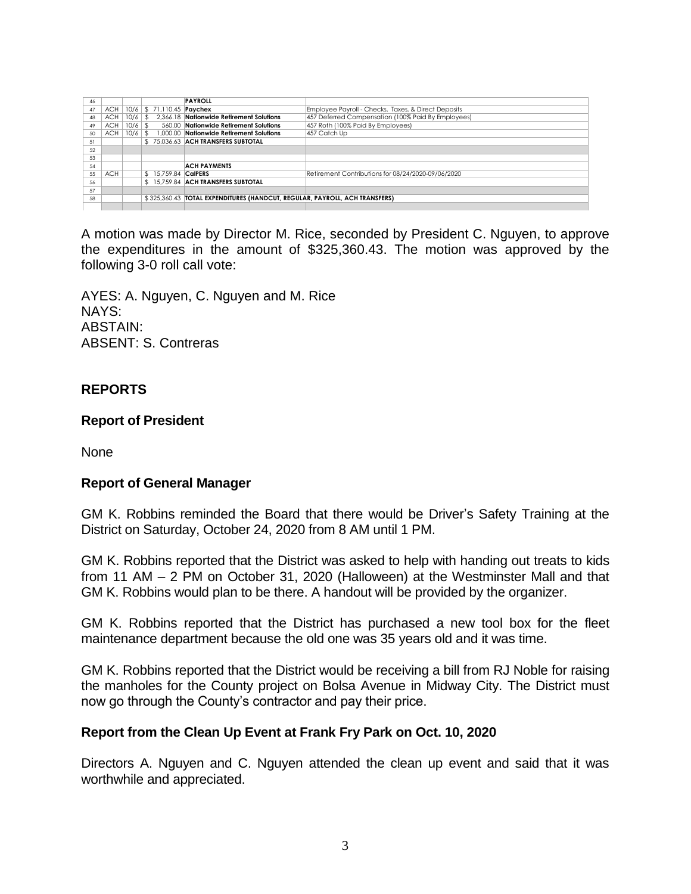| 46 | | | | PAYROLL | |
|---|---|---|---|---|---|
| 47 | ACH | 10/6 | $ 71,110.45 | **Paychex** | Employee Payroll - Checks, Taxes, & Direct Deposits |
| 48 | ACH | 10/6 | $ 2,366.18 | **Nationwide Retirement Solutions** | 457 Deferred Compensation (100% Paid By Employees) |
| 49 | ACH | 10/6 | $ 560.00 | **Nationwide Retirement Solutions** | 457 Roth (100% Paid By Employees) |
| 50 | ACH | 10/6 | $ 1,000.00 | **Nationwide Retirement Solutions** | 457 Catch Up |
| 51 | | | $ 75,036.63 | **ACH TRANSFERS SUBTOTAL** | |
| 52 | | | | | |
| 53 | | | | | |
| 54 | | | | **ACH PAYMENTS** | |
| 55 | ACH | | $ 15,759.84 | **CalPERS** | Retirement Contributions for 08/24/2020-09/06/2020 |
| 56 | | | $ 15,759.84 | **ACH TRANSFERS SUBTOTAL** | |
| 57 | | | | | |
| 58 | | | $ 325,360.43 | **TOTAL EXPENDITURES (HANDCUT, REGULAR, PAYROLL, ACH TRANSFERS)** | |

A motion was made by Director M. Rice, seconded by President C. Nguyen, to approve the expenditures in the amount of $325,360.43. The motion was approved by the following 3-0 roll call vote:

AYES: A. Nguyen, C. Nguyen and M. Rice
NAYS:
ABSTAIN:
ABSENT: S. Contreras

## REPORTS

### Report of President

None

### Report of General Manager

GM K. Robbins reminded the Board that there would be Driver's Safety Training at the District on Saturday, October 24, 2020 from 8 AM until 1 PM.

GM K. Robbins reported that the District was asked to help with handing out treats to kids from 11 AM – 2 PM on October 31, 2020 (Halloween) at the Westminster Mall and that GM K. Robbins would plan to be there. A handout will be provided by the organizer.

GM K. Robbins reported that the District has purchased a new tool box for the fleet maintenance department because the old one was 35 years old and it was time.

GM K. Robbins reported that the District would be receiving a bill from RJ Noble for raising the manholes for the County project on Bolsa Avenue in Midway City. The District must now go through the County's contractor and pay their price.

### Report from the Clean Up Event at Frank Fry Park on Oct. 10, 2020

Directors A. Nguyen and C. Nguyen attended the clean up event and said that it was worthwhile and appreciated.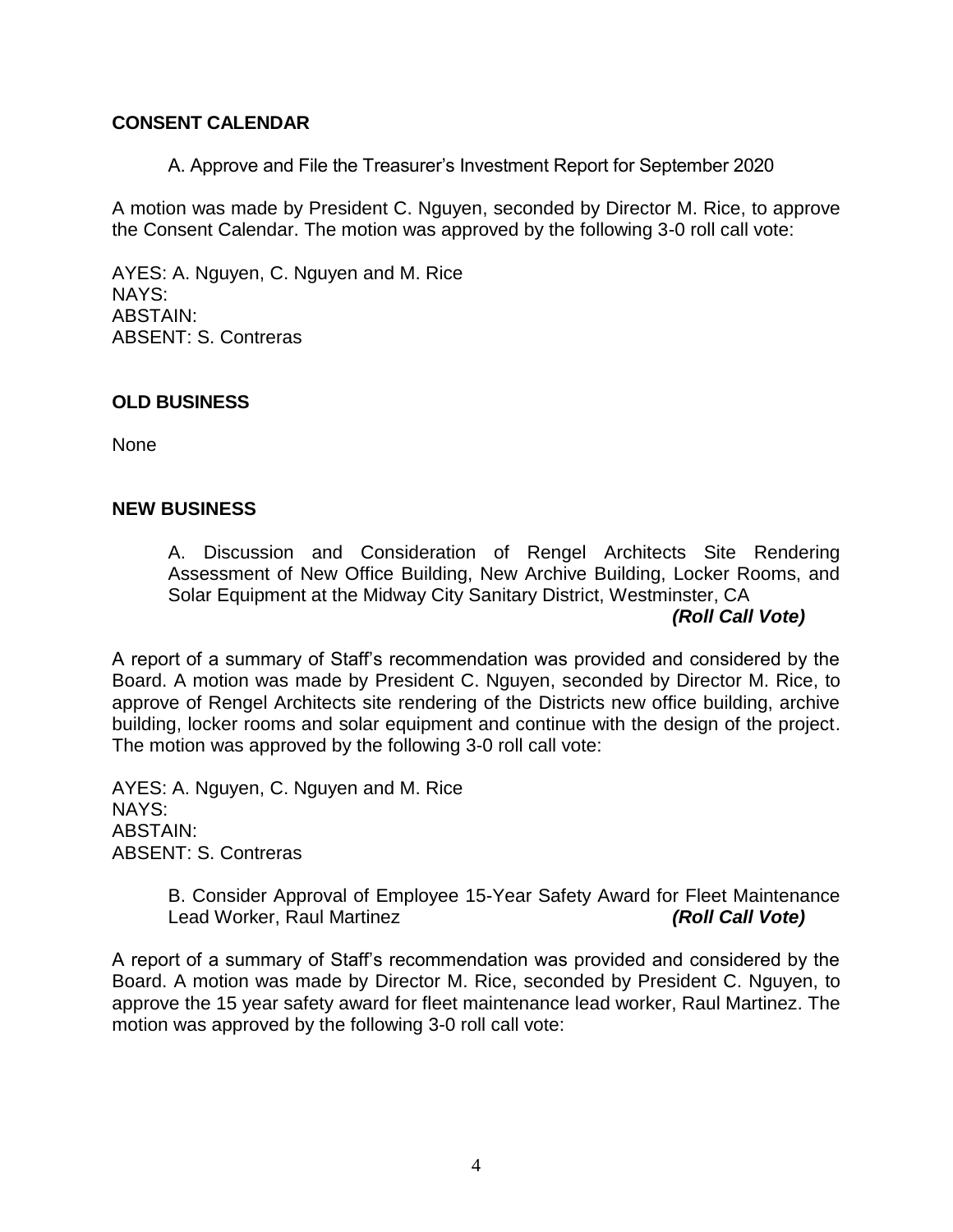**CONSENT CALENDAR**

A. Approve and File the Treasurer's Investment Report for September 2020

A motion was made by President C. Nguyen, seconded by Director M. Rice, to approve the Consent Calendar. The motion was approved by the following 3-0 roll call vote:

AYES: A. Nguyen, C. Nguyen and M. Rice
NAYS:
ABSTAIN:
ABSENT: S. Contreras

**OLD BUSINESS**

None

**NEW BUSINESS**

A. Discussion and Consideration of Rengel Architects Site Rendering Assessment of New Office Building, New Archive Building, Locker Rooms, and Solar Equipment at the Midway City Sanitary District, Westminster, CA ***(Roll Call Vote)***

A report of a summary of Staff's recommendation was provided and considered by the Board. A motion was made by President C. Nguyen, seconded by Director M. Rice, to approve of Rengel Architects site rendering of the Districts new office building, archive building, locker rooms and solar equipment and continue with the design of the project. The motion was approved by the following 3-0 roll call vote:

AYES: A. Nguyen, C. Nguyen and M. Rice
NAYS:
ABSTAIN:
ABSENT: S. Contreras

B. Consider Approval of Employee 15-Year Safety Award for Fleet Maintenance Lead Worker, Raul Martinez ***(Roll Call Vote)***

A report of a summary of Staff's recommendation was provided and considered by the Board. A motion was made by Director M. Rice, seconded by President C. Nguyen, to approve the 15 year safety award for fleet maintenance lead worker, Raul Martinez. The motion was approved by the following 3-0 roll call vote: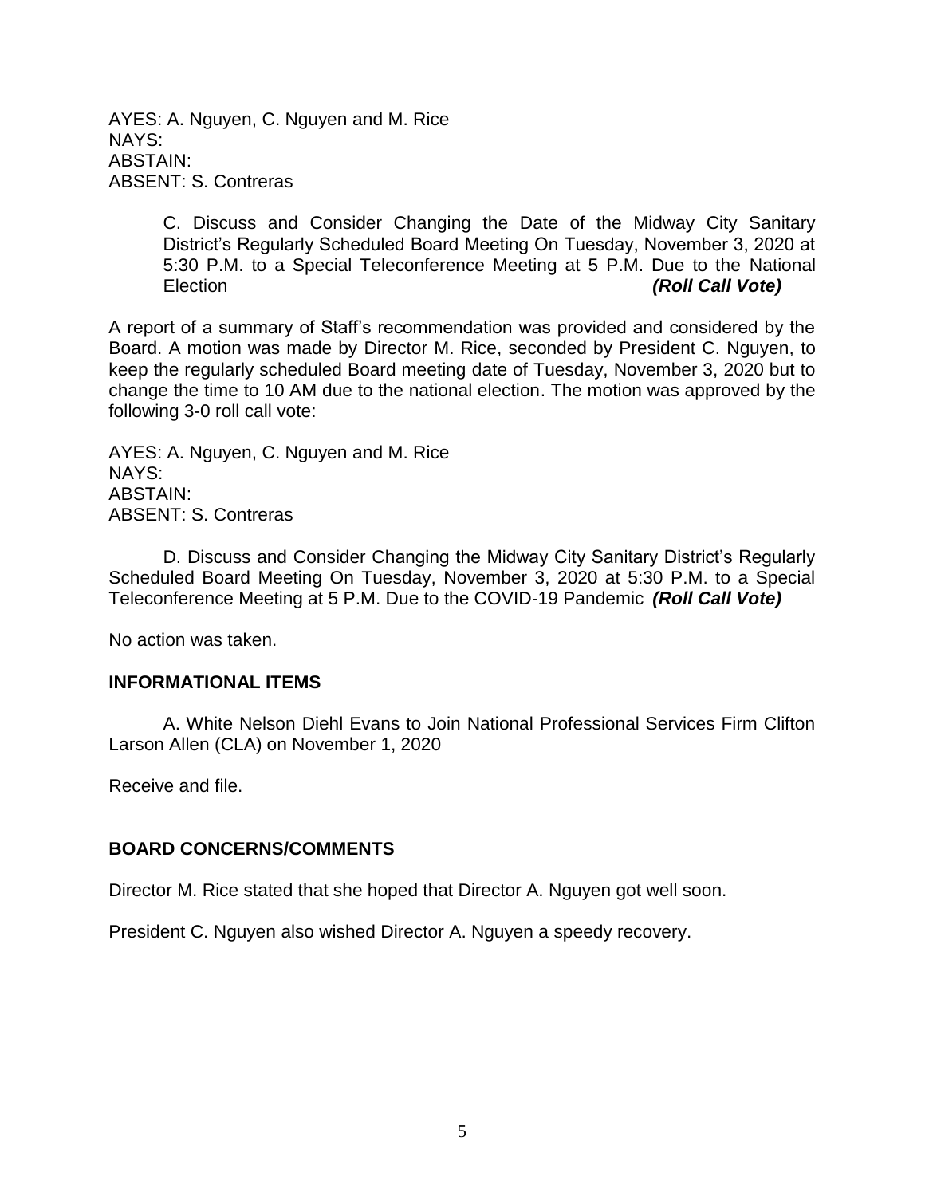AYES: A. Nguyen, C. Nguyen and M. Rice
NAYS:
ABSTAIN:
ABSENT: S. Contreras

C. Discuss and Consider Changing the Date of the Midway City Sanitary District's Regularly Scheduled Board Meeting On Tuesday, November 3, 2020 at 5:30 P.M. to a Special Teleconference Meeting at 5 P.M. Due to the National Election ***(Roll Call Vote)***

A report of a summary of Staff's recommendation was provided and considered by the Board. A motion was made by Director M. Rice, seconded by President C. Nguyen, to keep the regularly scheduled Board meeting date of Tuesday, November 3, 2020 but to change the time to 10 AM due to the national election. The motion was approved by the following 3-0 roll call vote:

AYES: A. Nguyen, C. Nguyen and M. Rice
NAYS:
ABSTAIN:
ABSENT: S. Contreras

D. Discuss and Consider Changing the Midway City Sanitary District's Regularly Scheduled Board Meeting On Tuesday, November 3, 2020 at 5:30 P.M. to a Special Teleconference Meeting at 5 P.M. Due to the COVID-19 Pandemic ***(Roll Call Vote)***

No action was taken.

## INFORMATIONAL ITEMS

A. White Nelson Diehl Evans to Join National Professional Services Firm Clifton Larson Allen (CLA) on November 1, 2020

Receive and file.

## BOARD CONCERNS/COMMENTS

Director M. Rice stated that she hoped that Director A. Nguyen got well soon.

President C. Nguyen also wished Director A. Nguyen a speedy recovery.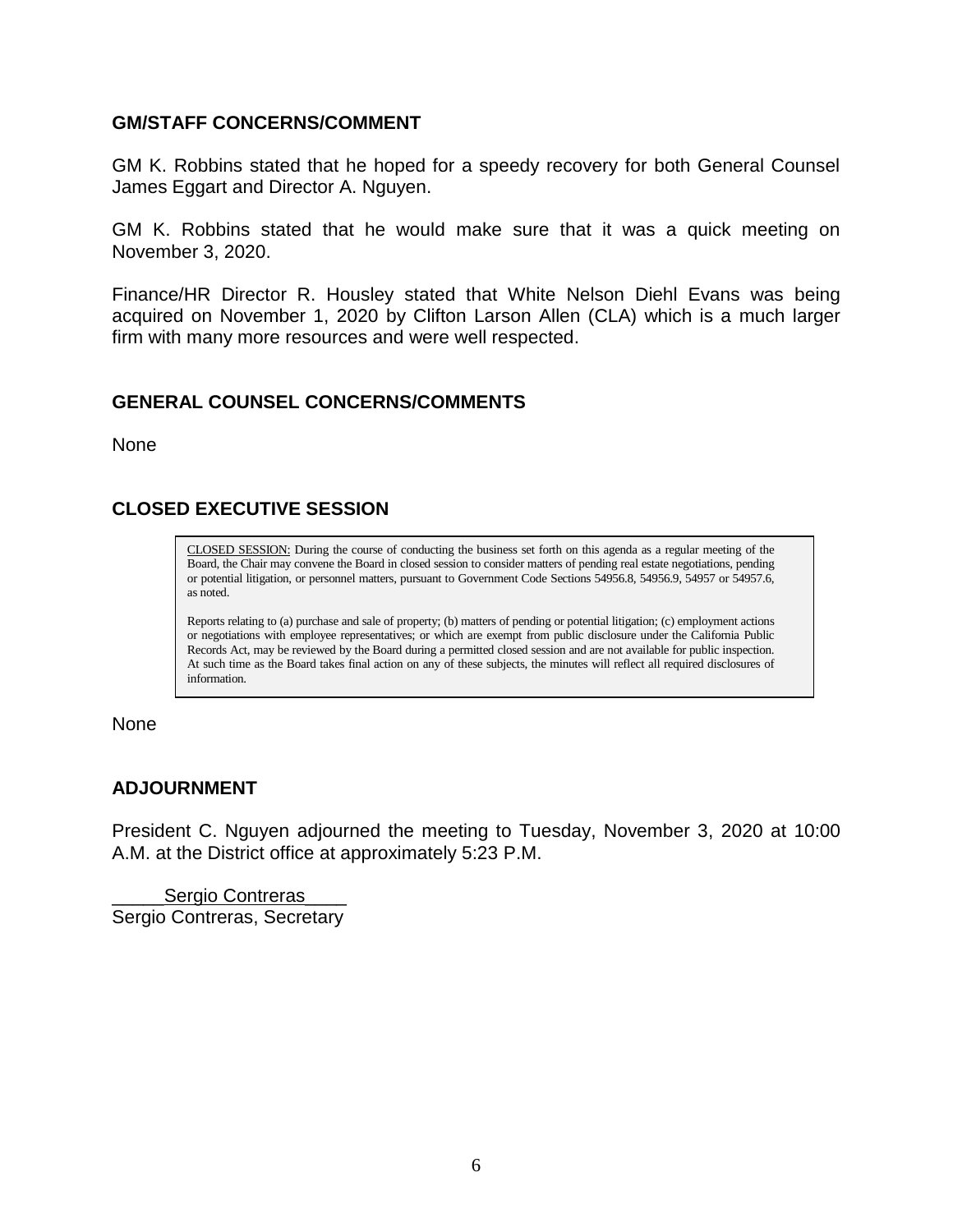## GM/STAFF CONCERNS/COMMENT

GM K. Robbins stated that he hoped for a speedy recovery for both General Counsel James Eggart and Director A. Nguyen.

GM K. Robbins stated that he would make sure that it was a quick meeting on November 3, 2020.

Finance/HR Director R. Housley stated that White Nelson Diehl Evans was being acquired on November 1, 2020 by Clifton Larson Allen (CLA) which is a much larger firm with many more resources and were well respected.

## GENERAL COUNSEL CONCERNS/COMMENTS

None

## CLOSED EXECUTIVE SESSION

> CLOSED SESSION: During the course of conducting the business set forth on this agenda as a regular meeting of the Board, the Chair may convene the Board in closed session to consider matters of pending real estate negotiations, pending or potential litigation, or personnel matters, pursuant to Government Code Sections 54956.8, 54956.9, 54957 or 54957.6, as noted.
>
> Reports relating to (a) purchase and sale of property; (b) matters of pending or potential litigation; (c) employment actions or negotiations with employee representatives; or which are exempt from public disclosure under the California Public Records Act, may be reviewed by the Board during a permitted closed session and are not available for public inspection. At such time as the Board takes final action on any of these subjects, the minutes will reflect all required disclosures of information.

None

## ADJOURNMENT

President C. Nguyen adjourned the meeting to Tuesday, November 3, 2020 at 10:00 A.M. at the District office at approximately 5:23 P.M.

_____Sergio Contreras____
Sergio Contreras, Secretary